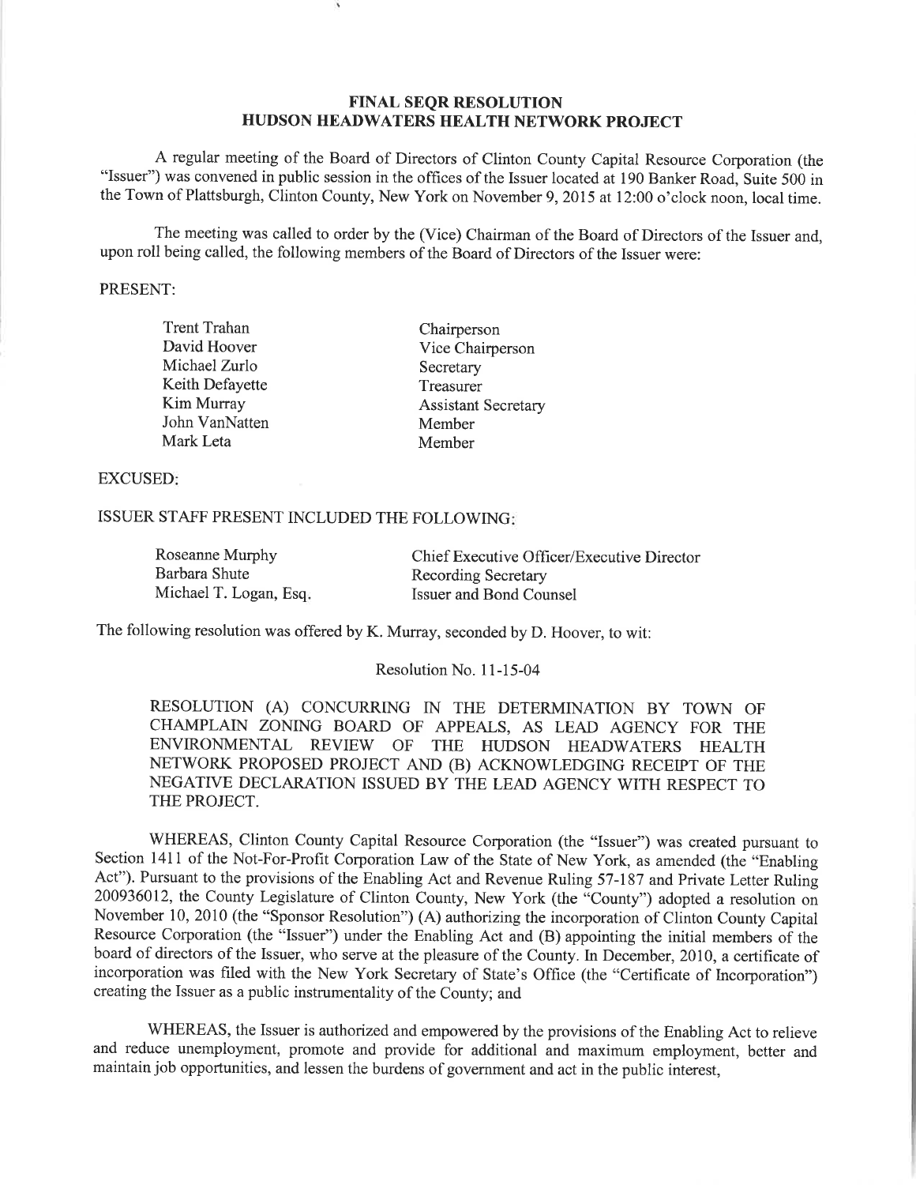# FINAL SEQR RESOLUTION
# HUDSON HEADWATERS HEALTH NETWORK PROJECT

A regular meeting of the Board of Directors of Clinton County Capital Resource Corporation (the "Issuer") was convened in public session in the offices of the Issuer located at 190 Banker Road, Suite 500 in the Town of Plattsburgh, Clinton County, New York on November 9, 2015 at 12:00 o'clock noon, local time.

The meeting was called to order by the (Vice) Chairman of the Board of Directors of the Issuer and, upon roll being called, the following members of the Board of Directors of the Issuer were:

PRESENT:

| | |
|---|---|
| Trent Trahan | Chairperson |
| David Hoover | Vice Chairperson |
| Michael Zurlo | Secretary |
| Keith Defayette | Treasurer |
| Kim Murray | Assistant Secretary |
| John VanNatten | Member |
| Mark Leta | Member |

EXCUSED:

ISSUER STAFF PRESENT INCLUDED THE FOLLOWING:

| | |
|---|---|
| Roseanne Murphy | Chief Executive Officer/Executive Director |
| Barbara Shute | Recording Secretary |
| Michael T. Logan, Esq. | Issuer and Bond Counsel |

The following resolution was offered by K. Murray, seconded by D. Hoover, to wit:

Resolution No. 11-15-04

RESOLUTION (A) CONCURRING IN THE DETERMINATION BY TOWN OF CHAMPLAIN ZONING BOARD OF APPEALS, AS LEAD AGENCY FOR THE ENVIRONMENTAL REVIEW OF THE HUDSON HEADWATERS HEALTH NETWORK PROPOSED PROJECT AND (B) ACKNOWLEDGING RECEIPT OF THE NEGATIVE DECLARATION ISSUED BY THE LEAD AGENCY WITH RESPECT TO THE PROJECT.

WHEREAS, Clinton County Capital Resource Corporation (the "Issuer") was created pursuant to Section 1411 of the Not-For-Profit Corporation Law of the State of New York, as amended (the "Enabling Act"). Pursuant to the provisions of the Enabling Act and Revenue Ruling 57-187 and Private Letter Ruling 200936012, the County Legislature of Clinton County, New York (the "County") adopted a resolution on November 10, 2010 (the "Sponsor Resolution") (A) authorizing the incorporation of Clinton County Capital Resource Corporation (the "Issuer") under the Enabling Act and (B) appointing the initial members of the board of directors of the Issuer, who serve at the pleasure of the County. In December, 2010, a certificate of incorporation was filed with the New York Secretary of State's Office (the "Certificate of Incorporation") creating the Issuer as a public instrumentality of the County; and

WHEREAS, the Issuer is authorized and empowered by the provisions of the Enabling Act to relieve and reduce unemployment, promote and provide for additional and maximum employment, better and maintain job opportunities, and lessen the burdens of government and act in the public interest,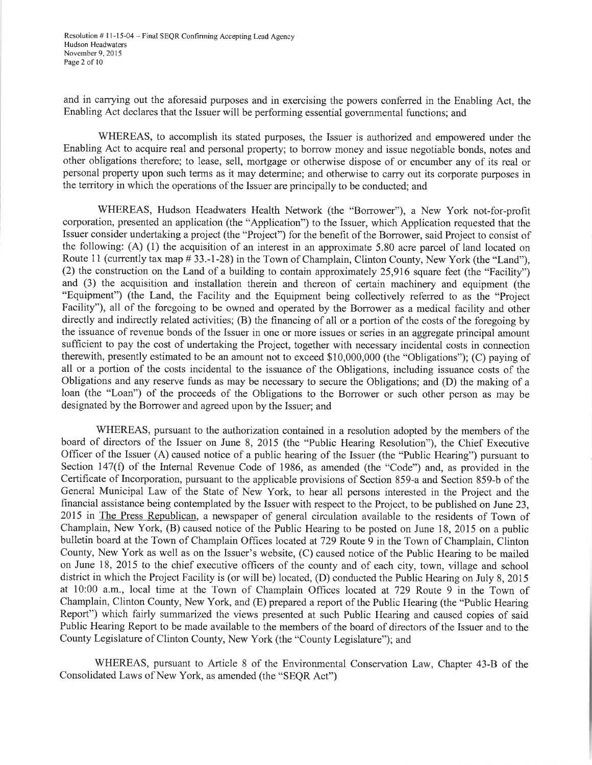and in carrying out the aforesaid purposes and in exercising the powers conferred in the Enabling Act, the Enabling Act declares that the Issuer will be performing essential governmental functions; and

WHEREAS, to accomplish its stated purposes, the Issuer is authorized and empowered under the Enabling Act to acquire real and personal property; to borrow money and issue negotiable bonds, notes and other obligations therefore; to lease, sell, mortgage or otherwise dispose of or encumber any of its real or personal property upon such terms as it may determine; and otherwise to carry out its corporate purposes in the territory in which the operations of the Issuer are principally to be conducted; and

WHEREAS, Hudson Headwaters Health Network (the "Borrower"), a New York not-for-profit corporation, presented an application (the "Application") to the Issuer, which Application requested that the Issuer consider undertaking a project (the "Project") for the benefit of the Borrower, said Project to consist of the following: (A) (1) the acquisition of an interest in an approximate 5.80 acre parcel of land located on Route 11 (currently tax map # 33.-1-28) in the Town of Champlain, Clinton County, New York (the "Land"), (2) the construction on the Land of a building to contain approximately 25,916 square feet (the "Facility") and (3) the acquisition and installation therein and thereon of certain machinery and equipment (the "Equipment") (the Land, the Facility and the Equipment being collectively referred to as the "Project Facility"), all of the foregoing to be owned and operated by the Borrower as a medical facility and other directly and indirectly related activities; (B) the financing of all or a portion of the costs of the foregoing by the issuance of revenue bonds of the Issuer in one or more issues or series in an aggregate principal amount sufficient to pay the cost of undertaking the Project, together with necessary incidental costs in connection therewith, presently estimated to be an amount not to exceed $10,000,000 (the "Obligations"); (C) paying of all or a portion of the costs incidental to the issuance of the Obligations, including issuance costs of the Obligations and any reserve funds as may be necessary to secure the Obligations; and (D) the making of a loan (the "Loan") of the proceeds of the Obligations to the Borrower or such other person as may be designated by the Borrower and agreed upon by the Issuer; and

WHEREAS, pursuant to the authorization contained in a resolution adopted by the members of the board of directors of the Issuer on June 8, 2015 (the "Public Hearing Resolution"), the Chief Executive Officer of the Issuer (A) caused notice of a public hearing of the Issuer (the "Public Hearing") pursuant to Section 147(f) of the Internal Revenue Code of 1986, as amended (the "Code") and, as provided in the Certificate of Incorporation, pursuant to the applicable provisions of Section 859-a and Section 859-b of the General Municipal Law of the State of New York, to hear all persons interested in the Project and the financial assistance being contemplated by the Issuer with respect to the Project, to be published on June 23, 2015 in The Press Republican, a newspaper of general circulation available to the residents of Town of Champlain, New York, (B) caused notice of the Public Hearing to be posted on June 18, 2015 on a public bulletin board at the Town of Champlain Offices located at 729 Route 9 in the Town of Champlain, Clinton County, New York as well as on the Issuer's website, (C) caused notice of the Public Hearing to be mailed on June 18, 2015 to the chief executive officers of the county and of each city, town, village and school district in which the Project Facility is (or will be) located, (D) conducted the Public Hearing on July 8, 2015 at 10:00 a.m., local time at the Town of Champlain Offices located at 729 Route 9 in the Town of Champlain, Clinton County, New York, and (E) prepared a report of the Public Hearing (the "Public Hearing Report") which fairly summarized the views presented at such Public Hearing and caused copies of said Public Hearing Report to be made available to the members of the board of directors of the Issuer and to the County Legislature of Clinton County, New York (the "County Legislature"); and

WHEREAS, pursuant to Article 8 of the Environmental Conservation Law, Chapter 43-B of the Consolidated Laws of New York, as amended (the "SEQR Act")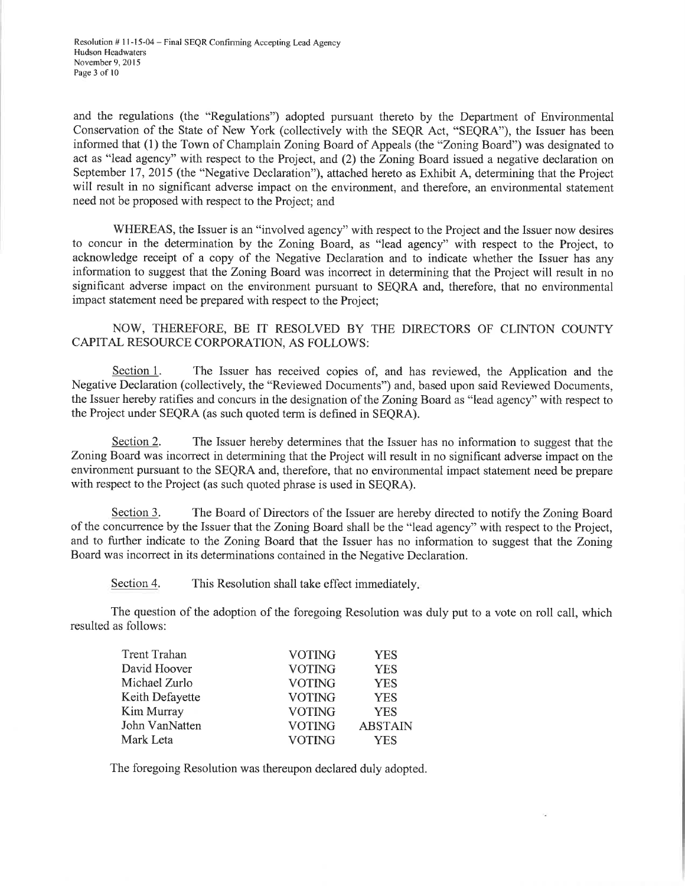and the regulations (the "Regulations") adopted pursuant thereto by the Department of Environmental Conservation of the State of New York (collectively with the SEQR Act, "SEQRA"), the Issuer has been informed that (1) the Town of Champlain Zoning Board of Appeals (the "Zoning Board") was designated to act as "lead agency" with respect to the Project, and (2) the Zoning Board issued a negative declaration on September 17, 2015 (the "Negative Declaration"), attached hereto as Exhibit A, determining that the Project will result in no significant adverse impact on the environment, and therefore, an environmental statement need not be proposed with respect to the Project; and

WHEREAS, the Issuer is an "involved agency" with respect to the Project and the Issuer now desires to concur in the determination by the Zoning Board, as "lead agency" with respect to the Project, to acknowledge receipt of a copy of the Negative Declaration and to indicate whether the Issuer has any information to suggest that the Zoning Board was incorrect in determining that the Project will result in no significant adverse impact on the environment pursuant to SEQRA and, therefore, that no environmental impact statement need be prepared with respect to the Project;

NOW, THEREFORE, BE IT RESOLVED BY THE DIRECTORS OF CLINTON COUNTY CAPITAL RESOURCE CORPORATION, AS FOLLOWS:

Section 1. The Issuer has received copies of, and has reviewed, the Application and the Negative Declaration (collectively, the "Reviewed Documents") and, based upon said Reviewed Documents, the Issuer hereby ratifies and concurs in the designation of the Zoning Board as "lead agency" with respect to the Project under SEQRA (as such quoted term is defined in SEQRA).

Section 2. The Issuer hereby determines that the Issuer has no information to suggest that the Zoning Board was incorrect in determining that the Project will result in no significant adverse impact on the environment pursuant to the SEQRA and, therefore, that no environmental impact statement need be prepare with respect to the Project (as such quoted phrase is used in SEQRA).

Section 3. The Board of Directors of the Issuer are hereby directed to notify the Zoning Board of the concurrence by the Issuer that the Zoning Board shall be the "lead agency" with respect to the Project, and to further indicate to the Zoning Board that the Issuer has no information to suggest that the Zoning Board was incorrect in its determinations contained in the Negative Declaration.

Section 4. This Resolution shall take effect immediately.

The question of the adoption of the foregoing Resolution was duly put to a vote on roll call, which resulted as follows:

| | | |
|---|---|---|
| Trent Trahan | VOTING | YES |
| David Hoover | VOTING | YES |
| Michael Zurlo | VOTING | YES |
| Keith Defayette | VOTING | YES |
| Kim Murray | VOTING | YES |
| John VanNatten | VOTING | ABSTAIN |
| Mark Leta | VOTING | YES |

The foregoing Resolution was thereupon declared duly adopted.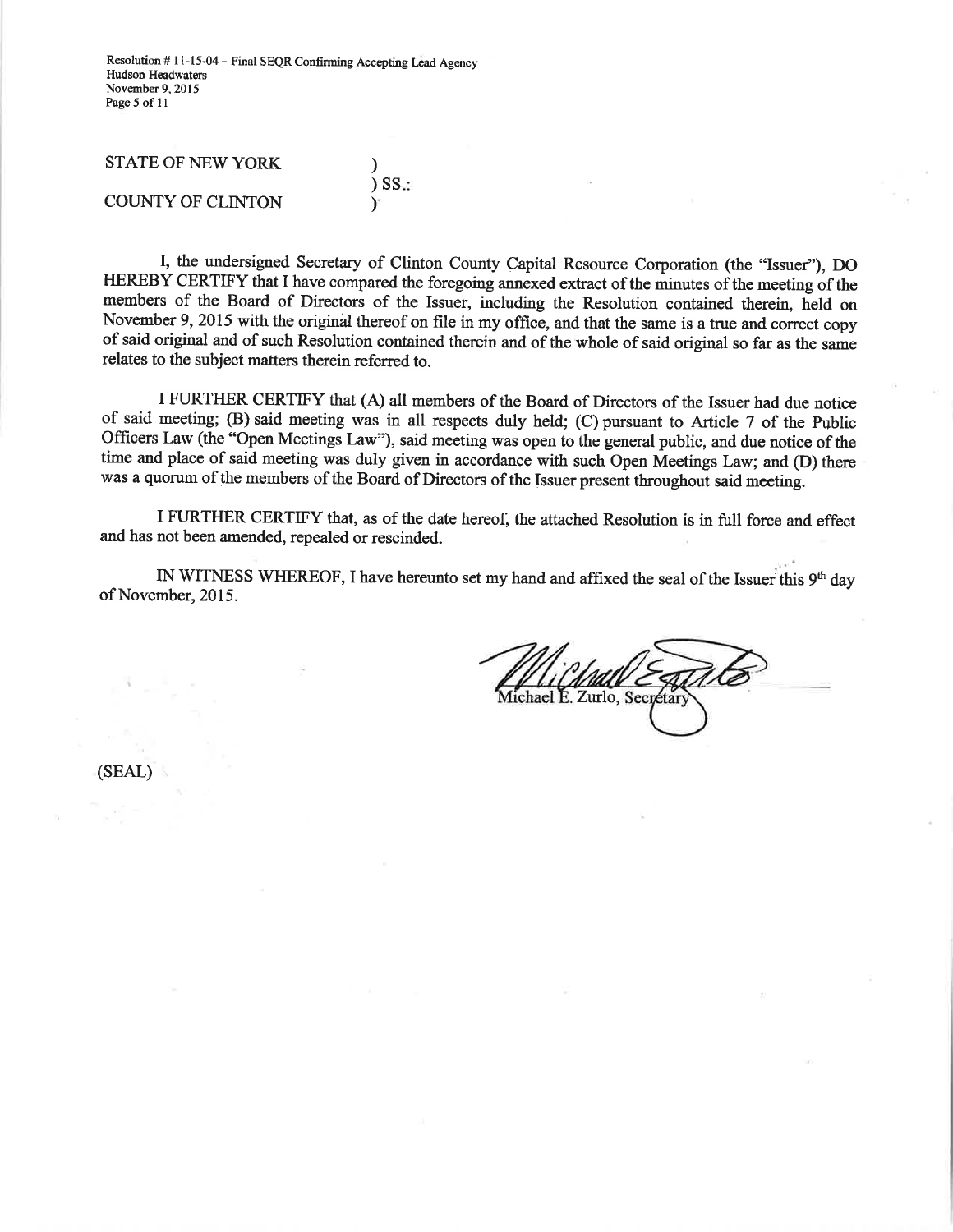STATE OF NEW YORK )
) SS.:
COUNTY OF CLINTON )

I, the undersigned Secretary of Clinton County Capital Resource Corporation (the "Issuer"), DO HEREBY CERTIFY that I have compared the foregoing annexed extract of the minutes of the meeting of the members of the Board of Directors of the Issuer, including the Resolution contained therein, held on November 9, 2015 with the original thereof on file in my office, and that the same is a true and correct copy of said original and of such Resolution contained therein and of the whole of said original so far as the same relates to the subject matters therein referred to.

I FURTHER CERTIFY that (A) all members of the Board of Directors of the Issuer had due notice of said meeting; (B) said meeting was in all respects duly held; (C) pursuant to Article 7 of the Public Officers Law (the "Open Meetings Law"), said meeting was open to the general public, and due notice of the time and place of said meeting was duly given in accordance with such Open Meetings Law; and (D) there was a quorum of the members of the Board of Directors of the Issuer present throughout said meeting.

I FURTHER CERTIFY that, as of the date hereof, the attached Resolution is in full force and effect and has not been amended, repealed or rescinded.

IN WITNESS WHEREOF, I have hereunto set my hand and affixed the seal of the Issuer this 9th day of November, 2015.

Michael E. Zurlo, Secretary

(SEAL)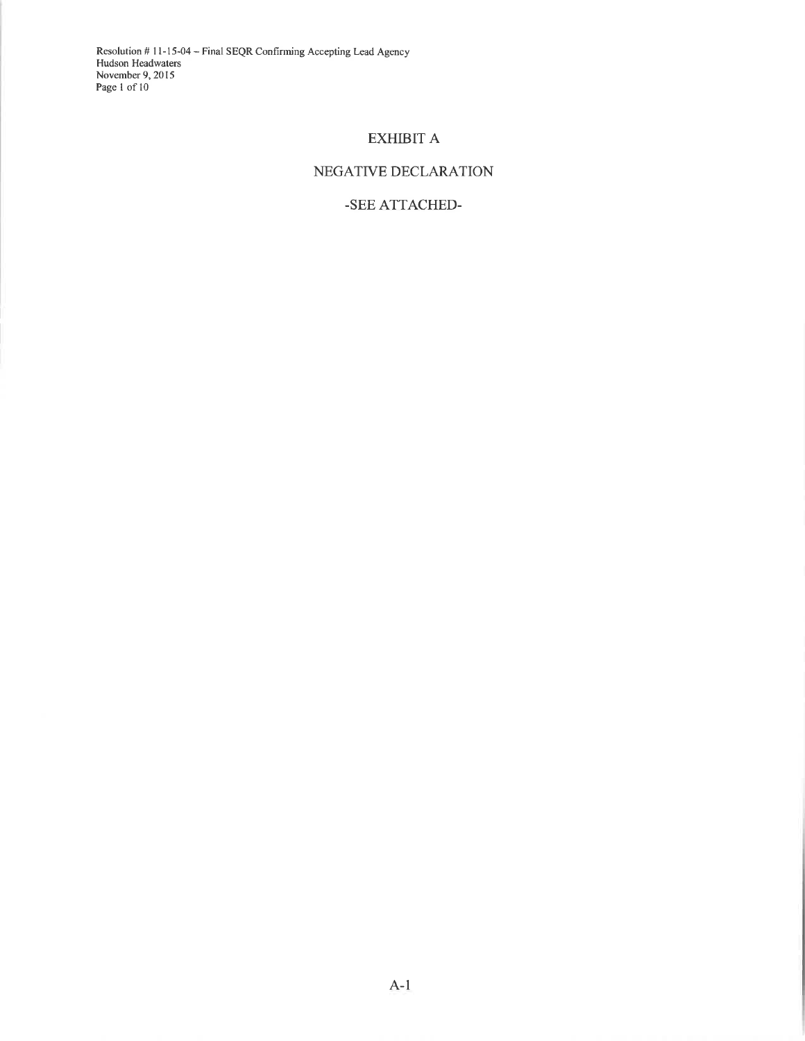# EXHIBIT A

## NEGATIVE DECLARATION

-SEE ATTACHED-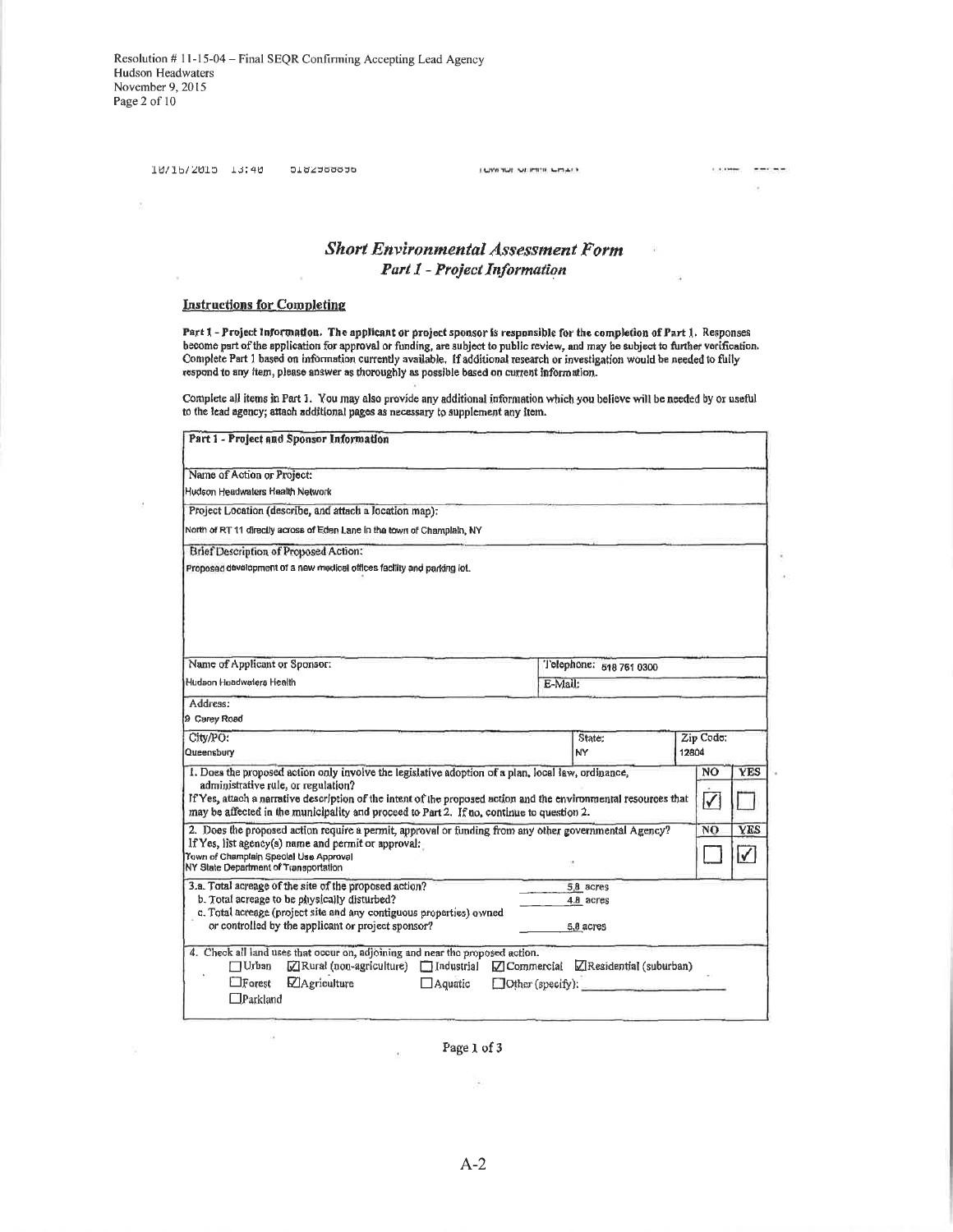# *Short Environmental Assessment Form*

## *Part 1 - Project Information*

### Instructions for Completing

**Part 1 - Project Information. The applicant or project sponsor is responsible for the completion of Part 1.** Responses become part of the application for approval or funding, are subject to public review, and may be subject to further verification. Complete Part 1 based on information currently available. If additional research or investigation would be needed to fully respond to any item, please answer as thoroughly as possible based on current information.

Complete all items in Part 1. You may also provide any additional information which you believe will be needed by or useful to the lead agency; attach additional pages as necessary to supplement any item.

| Part 1 - Project and Sponsor Information | | | | |
|---|---|---|---|---|
| Name of Action or Project: Hudson Headwaters Health Network | | | | |
| Project Location (describe, and attach a location map): North of RT 11 directly across of Eden Lane in the town of Champlain, NY | | | | |
| Brief Description of Proposed Action: Proposed development of a new medical offices facility and parking lot. | | | | |
| Name of Applicant or Sponsor: Hudson Headwaters Health | Telephone: 518 761 0300 | | | |
| | E-Mail: | | | |
| Address: 9 Carey Road | | | | |
| City/PO: Queensbury | State: NY | Zip Code: 12804 | | |
| 1. Does the proposed action only involve the legislative adoption of a plan, local law, ordinance, administrative rule, or regulation? If Yes, attach a narrative description of the intent of the proposed action and the environmental resources that may be affected in the municipality and proceed to Part 2. If no, continue to question 2. | | | NO ☑ | YES ☐ |
| 2. Does the proposed action require a permit, approval or funding from any other governmental Agency? If Yes, list agency(s) name and permit or approval: Town of Champlain Special Use Approval; NY State Department of Transportation | | | NO ☐ | YES ☑ |
| 3.a. Total acreage of the site of the proposed action? | 5.8 acres | | | |
| b. Total acreage to be physically disturbed? | 4.8 acres | | | |
| c. Total acreage (project site and any contiguous properties) owned or controlled by the applicant or project sponsor? | 5.8 acres | | | |
| 4. Check all land uses that occur on, adjoining and near the proposed action. ☐ Urban ☑ Rural (non-agriculture) ☐ Industrial ☑ Commercial ☑ Residential (suburban) ☐ Forest ☑ Agriculture ☐ Aquatic ☐ Other (specify): ☐ Parkland | | | | |

A-2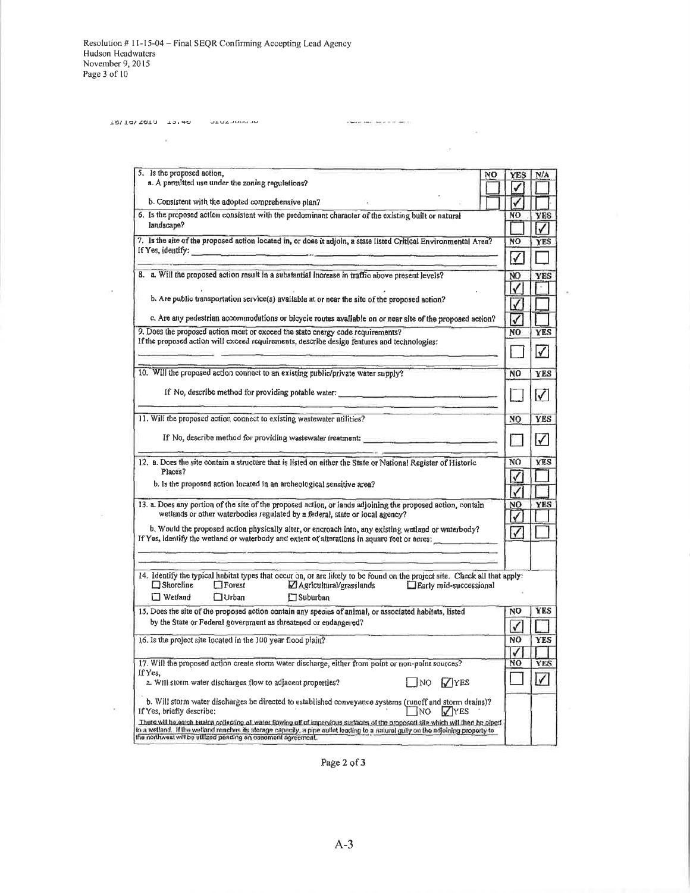| | NO | YES | N/A |
|---|---|---|---|
| 5. Is the proposed action, | | | |
| a. A permitted use under the zoning regulations? | ☐ | ☑ | ☐ |
| b. Consistent with the adopted comprehensive plan? | ☐ | ☑ | ☐ |

| | NO | YES |
|---|---|---|
| 6. Is the proposed action consistent with the predominant character of the existing built or natural landscape? | ☐ | ☑ |
| 7. Is the site of the proposed action located in, or does it adjoin, a state listed Critical Environmental Area? If Yes, identify: ______ | ☑ | ☐ |
| 8. a. Will the proposed action result in a substantial increase in traffic above present levels? | ☑ | ☐ |
| b. Are public transportation service(s) available at or near the site of the proposed action? | ☑ | ☐ |
| c. Are any pedestrian accommodations or bicycle routes available on or near site of the proposed action? | ☑ | ☐ |
| 9. Does the proposed action meet or exceed the state energy code requirements? If the proposed action will exceed requirements, describe design features and technologies: ______ | ☐ | ☑ |
| 10. Will the proposed action connect to an existing public/private water supply? If No, describe method for providing potable water: ______ | ☐ | ☑ |
| 11. Will the proposed action connect to existing wastewater utilities? If No, describe method for providing wastewater treatment: ______ | ☐ | ☑ |
| 12. a. Does the site contain a structure that is listed on either the State or National Register of Historic Places? | ☑ | ☐ |
| b. Is the proposed action located in an archeological sensitive area? | ☑ | ☐ |
| 13. a. Does any portion of the site of the proposed action, or lands adjoining the proposed action, contain wetlands or other waterbodies regulated by a federal, state or local agency? | ☑ | ☐ |
| b. Would the proposed action physically alter, or encroach into, any existing wetland or waterbody? If Yes, identify the wetland or waterbody and extent of alterations in square feet or acres: ______ | ☑ | ☐ |

14. Identify the typical habitat types that occur on, or are likely to be found on the project site. Check all that apply:
☐ Shoreline ☐ Forest ☑ Agricultural/grasslands ☐ Early mid-successional
☐ Wetland ☐ Urban ☐ Suburban

| | NO | YES |
|---|---|---|
| 15. Does the site of the proposed action contain any species of animal, or associated habitats, listed by the State or Federal government as threatened or endangered? | ☑ | ☐ |
| 16. Is the project site located in the 100 year flood plain? | ☑ | ☐ |
| 17. Will the proposed action create storm water discharge, either from point or non-point sources? If Yes, a. Will storm water discharges flow to adjacent properties? ☐ NO ☑ YES | ☐ | ☑ |
| b. Will storm water discharges be directed to established conveyance systems (runoff and storm drains)? ☐ NO ☑ YES If Yes, briefly describe: There will be catch basins collecting all water flowing off of impervious surfaces of the proposed site which will then be piped to a wetland. If the wetland reaches its storage capacity, a pipe outlet leading to a natural gully on the adjoining property to the northwest will be utilized pending an easement agreement. | | |

A-3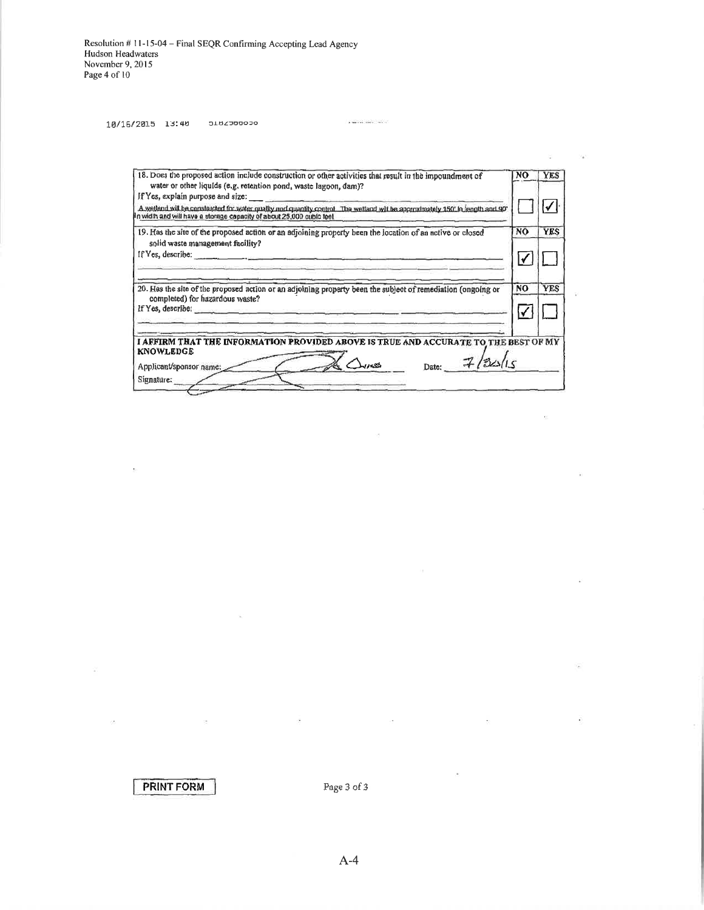Resolution # 11-15-04 – Final SEQR Confirming Accepting Lead Agency
Hudson Headwaters
November 9, 2015

10/16/2015 13:40 5182966636

| | NO | YES |
|---|---|---|
| 18. Does the proposed action include construction or other activities that result in the impoundment of water or other liquids (e.g. retention pond, waste lagoon, dam)? If Yes, explain purpose and size: A wetland will be constructed for water quality and quantity control. The wetland will be approximately 150' in length and 90' in width and will have a storage capacity of about 25,000 cubic feet | ☐ | ☑ |
| 19. Has the site of the proposed action or an adjoining property been the location of an active or closed solid waste management facility? If Yes, describe: | ☑ | ☐ |
| 20. Has the site of the proposed action or an adjoining property been the subject of remediation (ongoing or completed) for hazardous waste? If Yes, describe: | ☑ | ☐ |

**I AFFIRM THAT THE INFORMATION PROVIDED ABOVE IS TRUE AND ACCURATE TO THE BEST OF MY KNOWLEDGE**

Applicant/sponsor name: [signature] Date: 7/30/15

Signature:

PRINT FORM

Page 3 of 3

A-4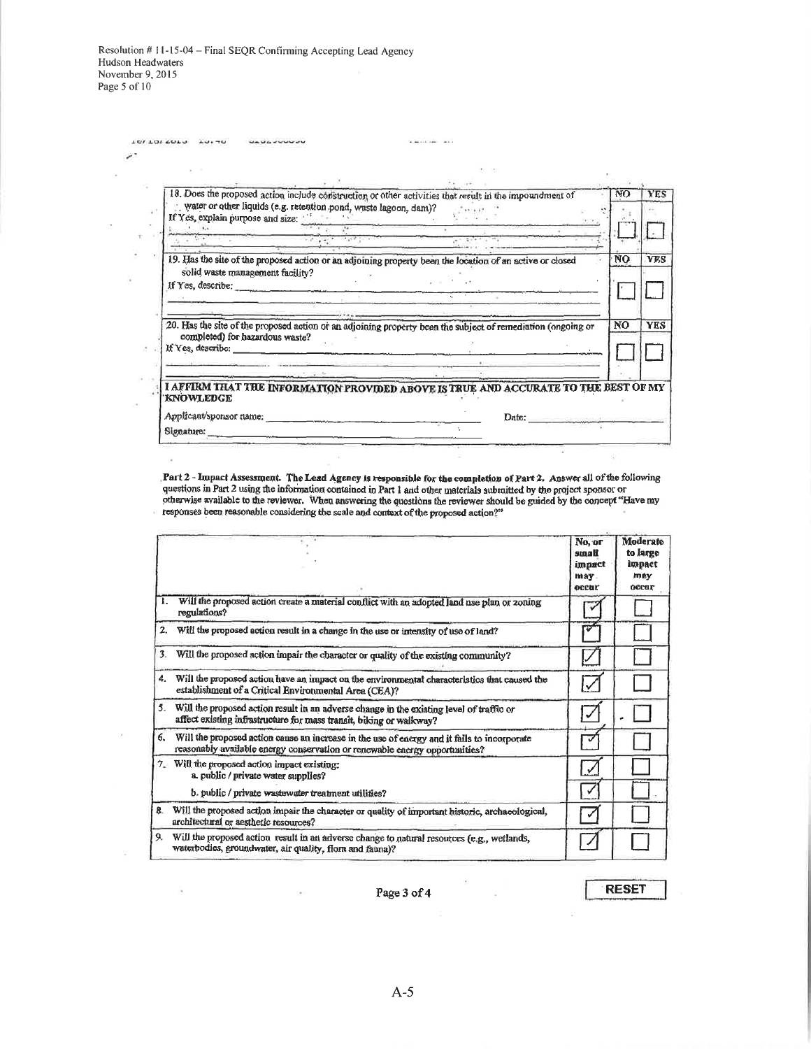Resolution # 11-15-04 – Final SEQR Confirming Accepting Lead Agency
Hudson Headwaters
November 9, 2015

| | NO | YES |
|---|---|---|
| 18. Does the proposed action include construction or other activities that result in the impoundment of water or other liquids (e.g. retention pond, waste lagoon, dam)? If Yes, explain purpose and size: | ☐ | ☐ |
| 19. Has the site of the proposed action or an adjoining property been the location of an active or closed solid waste management facility? If Yes, describe: | ☐ | ☐ |
| 20. Has the site of the proposed action or an adjoining property been the subject of remediation (ongoing or completed) for hazardous waste? If Yes, describe: | ☐ | ☐ |

**I AFFIRM THAT THE INFORMATION PROVIDED ABOVE IS TRUE AND ACCURATE TO THE BEST OF MY KNOWLEDGE**

Applicant/sponsor name: ______________________ Date: ______________

Signature: ______________________

**Part 2 - Impact Assessment. The Lead Agency is responsible for the completion of Part 2.** Answer all of the following questions in Part 2 using the information contained in Part 1 and other materials submitted by the project sponsor or otherwise available to the reviewer. When answering the questions the reviewer should be guided by the concept "Have my responses been reasonable considering the scale and context of the proposed action?"

| | No, or small impact may occur | Moderate to large impact may occur |
|---|---|---|
| 1. Will the proposed action create a material conflict with an adopted land use plan or zoning regulations? | ☑ | ☐ |
| 2. Will the proposed action result in a change in the use or intensity of use of land? | ☑ | ☐ |
| 3. Will the proposed action impair the character or quality of the existing community? | ☑ | ☐ |
| 4. Will the proposed action have an impact on the environmental characteristics that caused the establishment of a Critical Environmental Area (CEA)? | ☑ | ☐ |
| 5. Will the proposed action result in an adverse change in the existing level of traffic or affect existing infrastructure for mass transit, biking or walkway? | ☑ | ☐ |
| 6. Will the proposed action cause an increase in the use of energy and it fails to incorporate reasonably available energy conservation or renewable energy opportunities? | ☑ | ☐ |
| 7. Will the proposed action impact existing: a. public / private water supplies? | ☑ | ☐ |
| b. public / private wastewater treatment utilities? | ☑ | ☐ |
| 8. Will the proposed action impair the character or quality of important historic, archaeological, architectural or aesthetic resources? | ☑ | ☐ |
| 9. Will the proposed action result in an adverse change to natural resources (e.g., wetlands, waterbodies, groundwater, air quality, flora and fauna)? | ☑ | ☐ |

RESET

A-5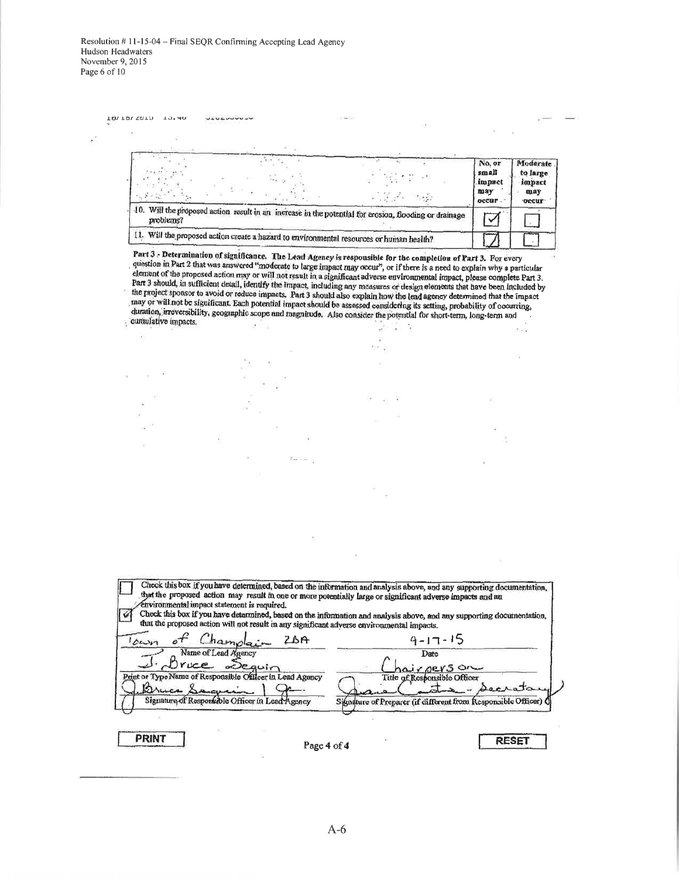| | No, or small impact may occur | Moderate to large impact may occur |
|---|---|---|
| 10. Will the proposed action result in an increase in the potential for erosion, flooding or drainage problems? | ☑ | ☐ |
| 11. Will the proposed action create a hazard to environmental resources or human health? | ☑ | ☐ |

**Part 3 - Determination of significance. The Lead Agency is responsible for the completion of Part 3.** For every question in Part 2 that was answered "moderate to large impact may occur", or if there is a need to explain why a particular element of the proposed action may or will not result in a significant adverse environmental impact, please complete Part 3. Part 3 should, in sufficient detail, identify the impact, including any measures or design elements that have been included by the project sponsor to avoid or reduce impacts. Part 3 should also explain how the lead agency determined that the impact may or will not be significant. Each potential impact should be assessed considering its setting, probability of occurring, duration, irreversibility, geographic scope and magnitude. Also consider the potential for short-term, long-term and cumulative impacts.

☐ Check this box if you have determined, based on the information and analysis above, and any supporting documentation, that the proposed action may result in one or more potentially large or significant adverse impacts and an environmental impact statement is required.

☑ Check this box if you have determined, based on the information and analysis above, and any supporting documentation, that the proposed action will not result in any significant adverse environmental impacts.

| | |
|---|---|
| Town of Champlain ZBA | 9-17-15 |
| Name of Lead Agency | Date |
| J. Bruce Seguin | Chairperson |
| Print or Type Name of Responsible Officer in Lead Agency | Title of Responsible Officer |
| J. Bruce Seguin Jr. | Diane Cartier - Secretary |
| Signature of Responsible Officer in Lead Agency | Signature of Preparer (if different from Responsible Officer) |

PRINT | RESET

A-6